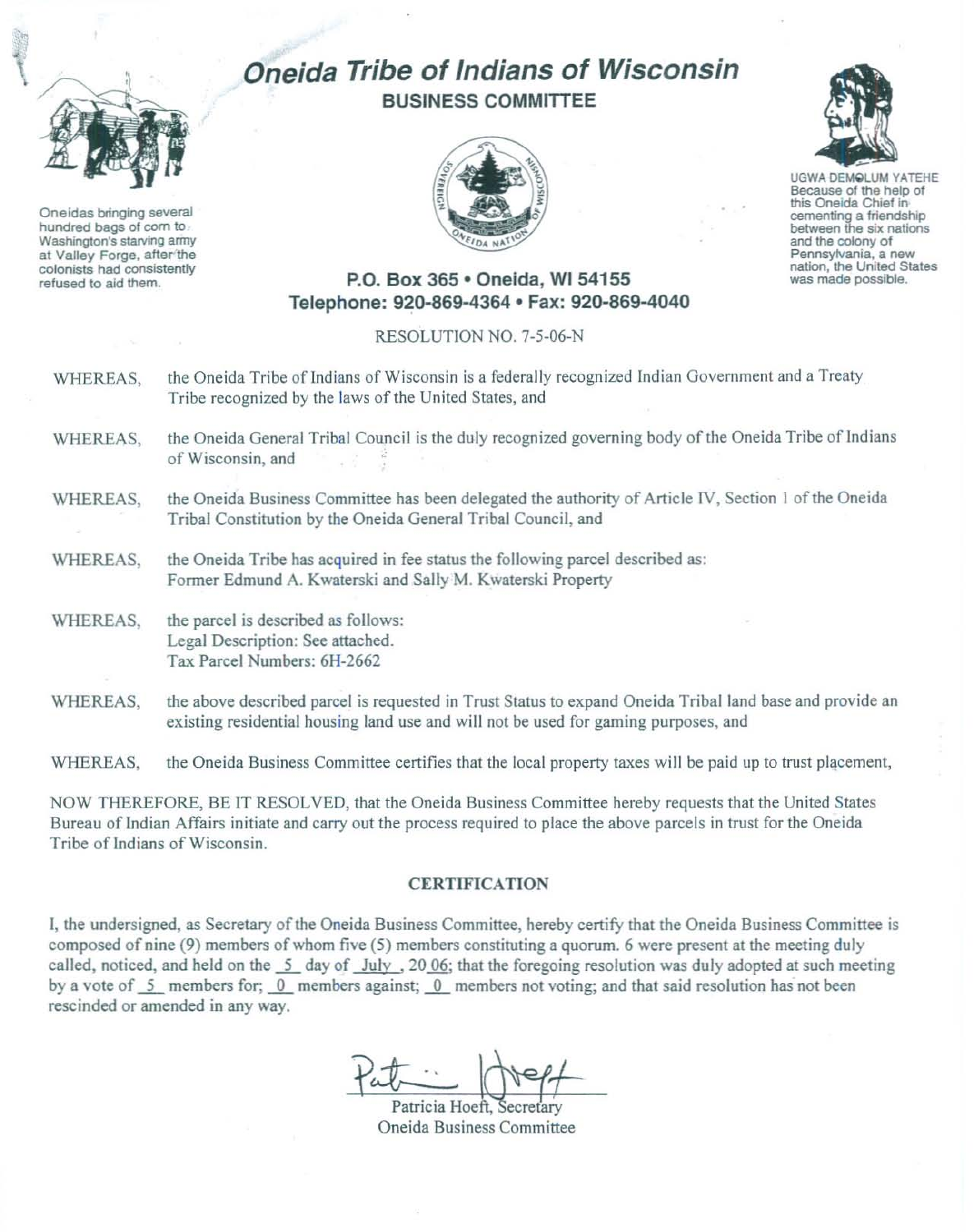# Oneida Tribe of Indians of Wisconsin

## BUSINESS COMMITTEE

Oneidas bringing several hundred bags of corn to Washington's starving army at Valley Forge, after the colonists had consistently refused to aid them.

UGWA DEMOLUM YATEHE
Because of the help of this Oneida Chief in cementing a friendship between the six nations and the colony of Pennsylvania, a new nation, the United States was made possible.

**P.O. Box 365 • Oneida, WI 54155**
**Telephone: 920-869-4364 • Fax: 920-869-4040**

RESOLUTION NO. 7-5-06-N

WHEREAS, the Oneida Tribe of Indians of Wisconsin is a federally recognized Indian Government and a Treaty Tribe recognized by the laws of the United States, and

WHEREAS, the Oneida General Tribal Council is the duly recognized governing body of the Oneida Tribe of Indians of Wisconsin, and

WHEREAS, the Oneida Business Committee has been delegated the authority of Article IV, Section 1 of the Oneida Tribal Constitution by the Oneida General Tribal Council, and

WHEREAS, the Oneida Tribe has acquired in fee status the following parcel described as:
Former Edmund A. Kwaterski and Sally M. Kwaterski Property

WHEREAS, the parcel is described as follows:
Legal Description: See attached.
Tax Parcel Numbers: 6H-2662

WHEREAS, the above described parcel is requested in Trust Status to expand Oneida Tribal land base and provide an existing residential housing land use and will not be used for gaming purposes, and

WHEREAS, the Oneida Business Committee certifies that the local property taxes will be paid up to trust placement,

NOW THEREFORE, BE IT RESOLVED, that the Oneida Business Committee hereby requests that the United States Bureau of Indian Affairs initiate and carry out the process required to place the above parcels in trust for the Oneida Tribe of Indians of Wisconsin.

### CERTIFICATION

I, the undersigned, as Secretary of the Oneida Business Committee, hereby certify that the Oneida Business Committee is composed of nine (9) members of whom five (5) members constituting a quorum. 6 were present at the meeting duly called, noticed, and held on the 5 day of July, 2006; that the foregoing resolution was duly adopted at such meeting by a vote of 5 members for; 0 members against; 0 members not voting; and that said resolution has not been rescinded or amended in any way.

Patricia Hoeft, Secretary
Oneida Business Committee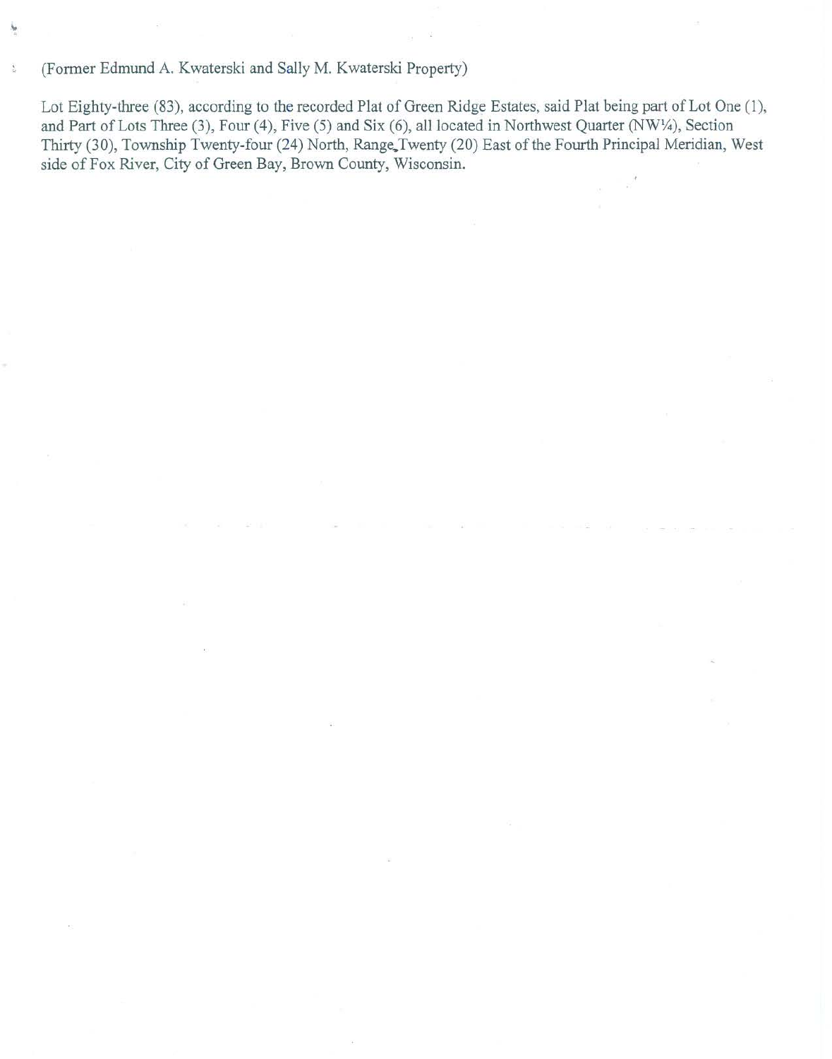(Former Edmund A. Kwaterski and Sally M. Kwaterski Property)

Lot Eighty-three (83), according to the recorded Plat of Green Ridge Estates, said Plat being part of Lot One (1), and Part of Lots Three (3), Four (4), Five (5) and Six (6), all located in Northwest Quarter (NW¼), Section Thirty (30), Township Twenty-four (24) North, Range Twenty (20) East of the Fourth Principal Meridian, West side of Fox River, City of Green Bay, Brown County, Wisconsin.